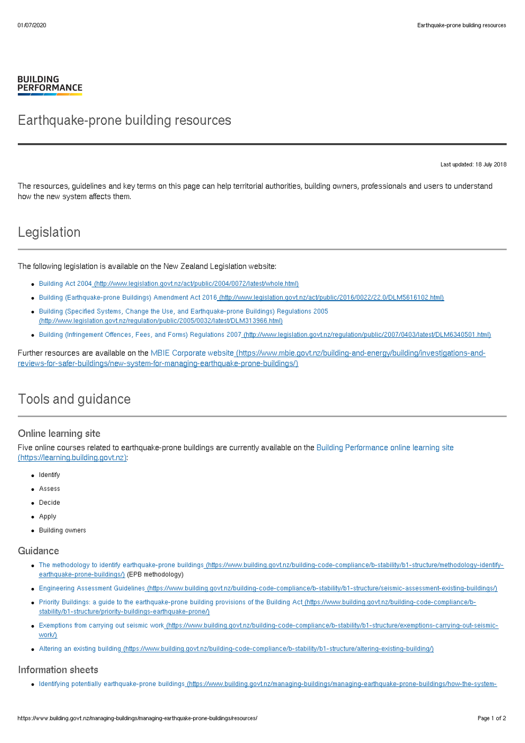BUILDING
PERFORMANCE

# Earthquake-prone building resources

Last updated: 18 July 2018

The resources, guidelines and key terms on this page can help territorial authorities, building owners, professionals and users to understand how the new system affects them.

## Legislation

The following legislation is available on the New Zealand Legislation website:

- Building Act 2004 (http://www.legislation.govt.nz/act/public/2004/0072/latest/whole.html)
- Building (Earthquake-prone Buildings) Amendment Act 2016 (http://www.legislation.govt.nz/act/public/2016/0022/22.0/DLM5616102.html)
- Building (Specified Systems, Change the Use, and Earthquake-prone Buildings) Regulations 2005 (http://www.legislation.govt.nz/regulation/public/2005/0032/latest/DLM313966.html)
- Building (Infringement Offences, Fees, and Forms) Regulations 2007 (http://www.legislation.govt.nz/regulation/public/2007/0403/latest/DLM6340501.html)

Further resources are available on the MBIE Corporate website (https://www.mbie.govt.nz/building-and-energy/building/investigations-and-reviews-for-safer-buildings/new-system-for-managing-earthquake-prone-buildings/)

## Tools and guidance

### Online learning site

Five online courses related to earthquake-prone buildings are currently available on the Building Performance online learning site (https://learning.building.govt.nz):

- Identify
- Assess
- Decide
- Apply
- Building owners

### Guidance

- The methodology to identify earthquake-prone buildings (https://www.building.govt.nz/building-code-compliance/b-stability/b1-structure/methodology-identify-earthquake-prone-buildings/) (EPB methodology)
- Engineering Assessment Guidelines (https://www.building.govt.nz/building-code-compliance/b-stability/b1-structure/seismic-assessment-existing-buildings/)
- Priority Buildings: a guide to the earthquake-prone building provisions of the Building Act (https://www.building.govt.nz/building-code-compliance/b-stability/b1-structure/priority-buildings-earthquake-prone/)
- Exemptions from carrying out seismic work (https://www.building.govt.nz/building-code-compliance/b-stability/b1-structure/exemptions-carrying-out-seismic-work/)
- Altering an existing building (https://www.building.govt.nz/building-code-compliance/b-stability/b1-structure/altering-existing-building/)

### Information sheets

- Identifying potentially earthquake-prone buildings (https://www.building.govt.nz/managing-buildings/managing-earthquake-prone-buildings/how-the-system-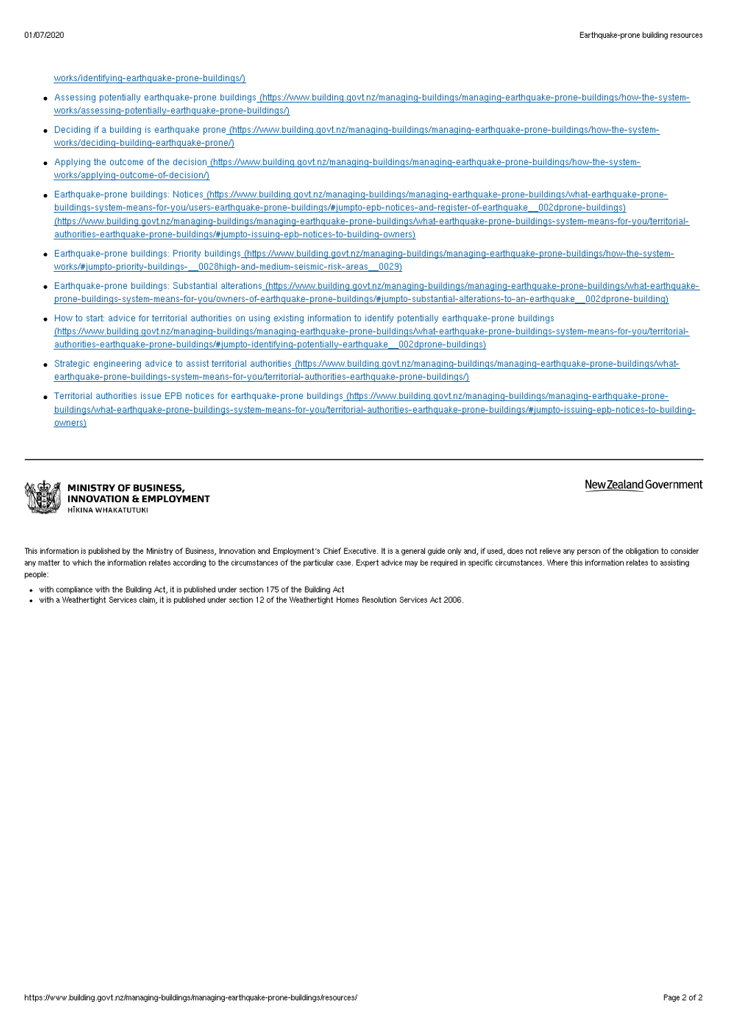works/identifying-earthquake-prone-buildings/)

- Assessing potentially earthquake-prone buildings (https://www.building.govt.nz/managing-buildings/managing-earthquake-prone-buildings/how-the-system-works/assessing-potentially-earthquake-prone-buildings/)
- Deciding if a building is earthquake prone (https://www.building.govt.nz/managing-buildings/managing-earthquake-prone-buildings/how-the-system-works/deciding-building-earthquake-prone/)
- Applying the outcome of the decision (https://www.building.govt.nz/managing-buildings/managing-earthquake-prone-buildings/how-the-system-works/applying-outcome-of-decision/)
- Earthquake-prone buildings: Notices (https://www.building.govt.nz/managing-buildings/managing-earthquake-prone-buildings/what-earthquake-prone-buildings-system-means-for-you/users-earthquake-prone-buildings/#jumpto-epb-notices-and-register-of-earthquake__002dprone-buildings) (https://www.building.govt.nz/managing-buildings/managing-earthquake-prone-buildings/what-earthquake-prone-buildings-system-means-for-you/territorial-authorities-earthquake-prone-buildings/#jumpto-issuing-epb-notices-to-building-owners)
- Earthquake-prone buildings: Priority buildings (https://www.building.govt.nz/managing-buildings/managing-earthquake-prone-buildings/how-the-system-works/#jumpto-priority-buildings-__0028high-and-medium-seismic-risk-areas__0029)
- Earthquake-prone buildings: Substantial alterations (https://www.building.govt.nz/managing-buildings/managing-earthquake-prone-buildings/what-earthquake-prone-buildings-system-means-for-you/owners-of-earthquake-prone-buildings/#jumpto-substantial-alterations-to-an-earthquake__002dprone-building)
- How to start: advice for territorial authorities on using existing information to identify potentially earthquake-prone buildings (https://www.building.govt.nz/managing-buildings/managing-earthquake-prone-buildings/what-earthquake-prone-buildings-system-means-for-you/territorial-authorities-earthquake-prone-buildings/#jumpto-identifying-potentially-earthquake__002dprone-buildings)
- Strategic engineering advice to assist territorial authorities (https://www.building.govt.nz/managing-buildings/managing-earthquake-prone-buildings/what-earthquake-prone-buildings-system-means-for-you/territorial-authorities-earthquake-prone-buildings/)
- Territorial authorities issue EPB notices for earthquake-prone buildings (https://www.building.govt.nz/managing-buildings/managing-earthquake-prone-buildings/what-earthquake-prone-buildings-system-means-for-you/territorial-authorities-earthquake-prone-buildings/#jumpto-issuing-epb-notices-to-building-owners)

---

**MINISTRY OF BUSINESS, INNOVATION & EMPLOYMENT**
HĪKINA WHAKATUTUKI

New Zealand Government

This information is published by the Ministry of Business, Innovation and Employment's Chief Executive. It is a general guide only and, if used, does not relieve any person of the obligation to consider any matter to which the information relates according to the circumstances of the particular case. Expert advice may be required in specific circumstances. Where this information relates to assisting people:

- with compliance with the Building Act, it is published under section 175 of the Building Act
- with a Weathertight Services claim, it is published under section 12 of the Weathertight Homes Resolution Services Act 2006.